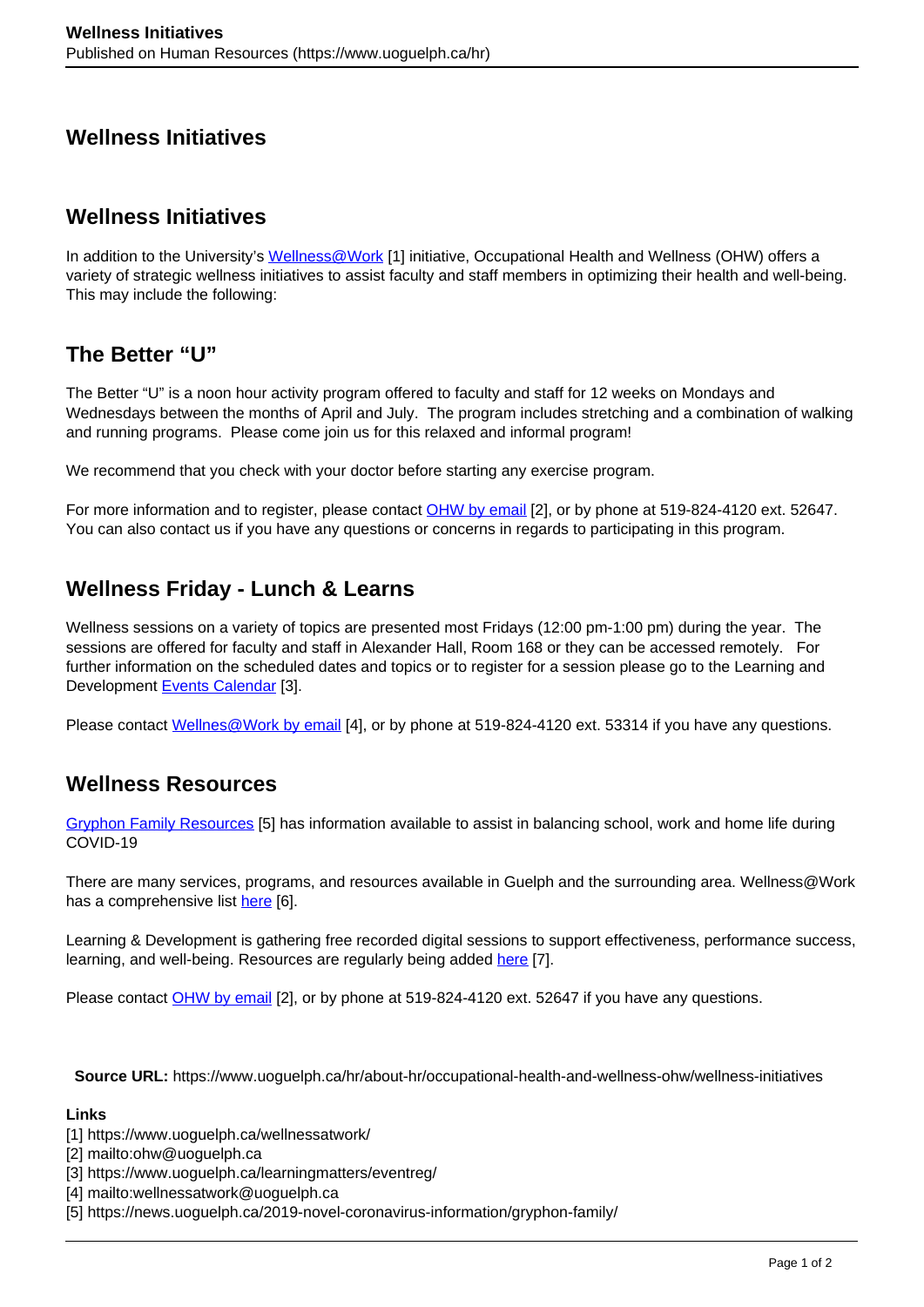# Wellness Initiatives

## Wellness Initiatives

In addition to the University's Wellness@Work [1] initiative, Occupational Health and Wellness (OHW) offers a variety of strategic wellness initiatives to assist faculty and staff members in optimizing their health and well-being. This may include the following:

## The Better "U"

The Better "U" is a noon hour activity program offered to faculty and staff for 12 weeks on Mondays and Wednesdays between the months of April and July. The program includes stretching and a combination of walking and running programs. Please come join us for this relaxed and informal program!

We recommend that you check with your doctor before starting any exercise program.

For more information and to register, please contact OHW by email [2], or by phone at 519-824-4120 ext. 52647. You can also contact us if you have any questions or concerns in regards to participating in this program.

## Wellness Friday - Lunch & Learns

Wellness sessions on a variety of topics are presented most Fridays (12:00 pm-1:00 pm) during the year. The sessions are offered for faculty and staff in Alexander Hall, Room 168 or they can be accessed remotely. For further information on the scheduled dates and topics or to register for a session please go to the Learning and Development Events Calendar [3].

Please contact Wellnes@Work by email [4], or by phone at 519-824-4120 ext. 53314 if you have any questions.

## Wellness Resources

Gryphon Family Resources [5] has information available to assist in balancing school, work and home life during COVID-19

There are many services, programs, and resources available in Guelph and the surrounding area. Wellness@Work has a comprehensive list here [6].

Learning & Development is gathering free recorded digital sessions to support effectiveness, performance success, learning, and well-being. Resources are regularly being added here [7].

Please contact OHW by email [2], or by phone at 519-824-4120 ext. 52647 if you have any questions.

**Source URL:** https://www.uoguelph.ca/hr/about-hr/occupational-health-and-wellness-ohw/wellness-initiatives

**Links**

[1] https://www.uoguelph.ca/wellnessatwork/
[2] mailto:ohw@uoguelph.ca
[3] https://www.uoguelph.ca/learningmatters/eventreg/
[4] mailto:wellnessatwork@uoguelph.ca
[5] https://news.uoguelph.ca/2019-novel-coronavirus-information/gryphon-family/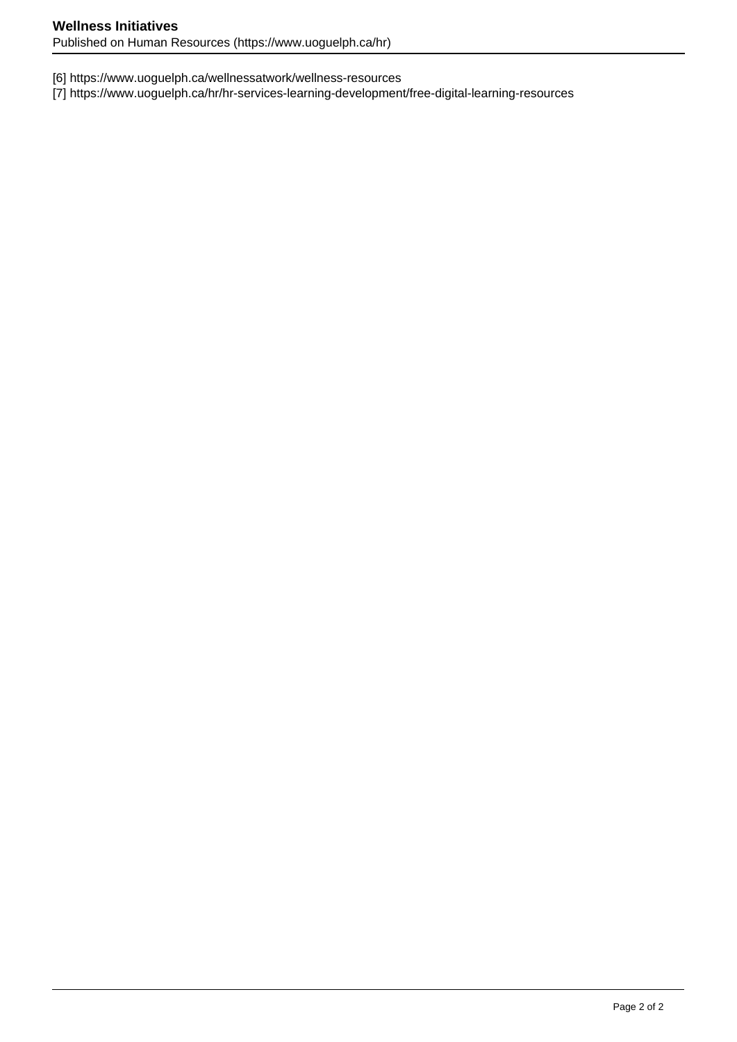[6] https://www.uoguelph.ca/wellnessatwork/wellness-resources
[7] https://www.uoguelph.ca/hr/hr-services-learning-development/free-digital-learning-resources